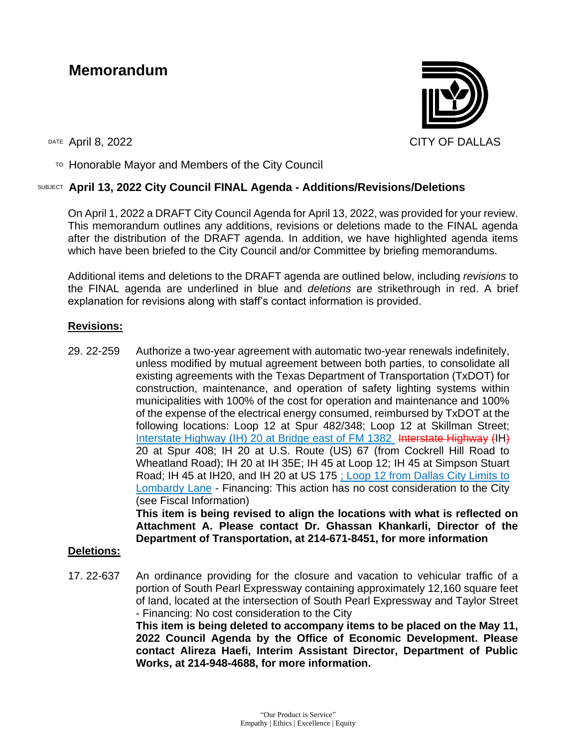# Memorandum

CITY OF DALLAS

DATE April 8, 2022

TO Honorable Mayor and Members of the City Council

SUBJECT **April 13, 2022 City Council FINAL Agenda - Additions/Revisions/Deletions**

On April 1, 2022 a DRAFT City Council Agenda for April 13, 2022, was provided for your review. This memorandum outlines any additions, revisions or deletions made to the FINAL agenda after the distribution of the DRAFT agenda. In addition, we have highlighted agenda items which have been briefed to the City Council and/or Committee by briefing memorandums.

Additional items and deletions to the DRAFT agenda are outlined below, including *revisions* to the FINAL agenda are underlined in blue and *deletions* are strikethrough in red. A brief explanation for revisions along with staff's contact information is provided.

## **Revisions:**

29. 22-259 Authorize a two-year agreement with automatic two-year renewals indefinitely, unless modified by mutual agreement between both parties, to consolidate all existing agreements with the Texas Department of Transportation (TxDOT) for construction, maintenance, and operation of safety lighting systems within municipalities with 100% of the cost for operation and maintenance and 100% of the expense of the electrical energy consumed, reimbursed by TxDOT at the following locations: Loop 12 at Spur 482/348; Loop 12 at Skillman Street; <u>Interstate Highway (IH) 20 at Bridge east of FM 1382</u> ~~Interstate Highway (~~IH~~)~~ 20 at Spur 408; IH 20 at U.S. Route (US) 67 (from Cockrell Hill Road to Wheatland Road); IH 20 at IH 35E; IH 45 at Loop 12; IH 45 at Simpson Stuart Road; IH 45 at IH20, and IH 20 at US 175 <u>; Loop 12 from Dallas City Limits to Lombardy Lane</u> - Financing: This action has no cost consideration to the City (see Fiscal Information)
**This item is being revised to align the locations with what is reflected on Attachment A. Please contact Dr. Ghassan Khankarli, Director of the Department of Transportation, at 214-671-8451, for more information**

## **Deletions:**

17. 22-637 An ordinance providing for the closure and vacation to vehicular traffic of a portion of South Pearl Expressway containing approximately 12,160 square feet of land, located at the intersection of South Pearl Expressway and Taylor Street - Financing: No cost consideration to the City
**This item is being deleted to accompany items to be placed on the May 11, 2022 Council Agenda by the Office of Economic Development. Please contact Alireza Haefi, Interim Assistant Director, Department of Public Works, at 214-948-4688, for more information.**

"Our Product is Service"
Empathy | Ethics | Excellence | Equity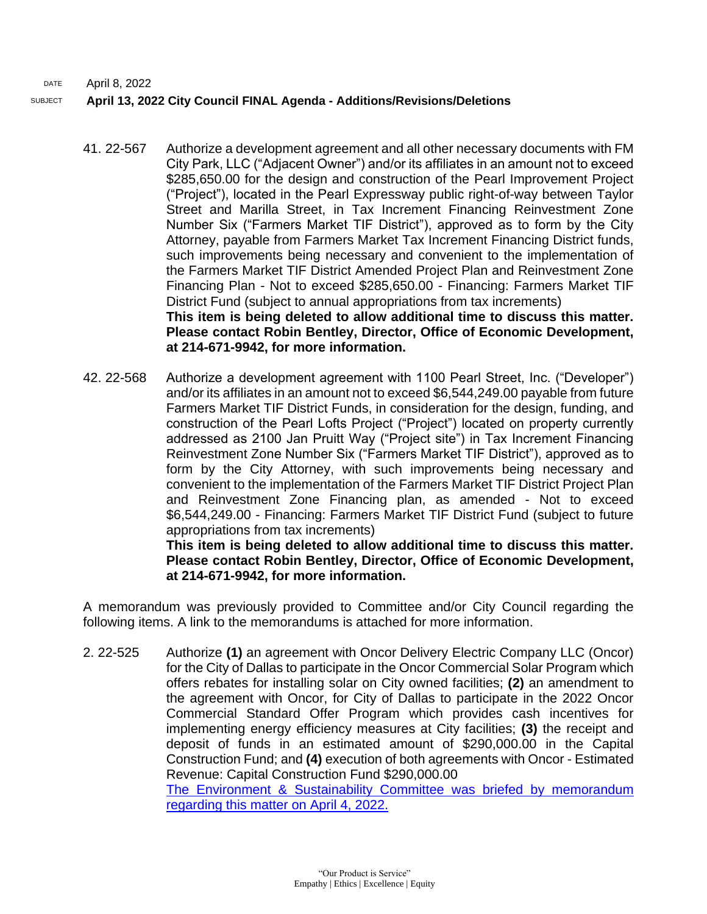DATE April 8, 2022

SUBJECT **April 13, 2022 City Council FINAL Agenda - Additions/Revisions/Deletions**

41. 22-567 Authorize a development agreement and all other necessary documents with FM City Park, LLC ("Adjacent Owner") and/or its affiliates in an amount not to exceed $285,650.00 for the design and construction of the Pearl Improvement Project ("Project"), located in the Pearl Expressway public right-of-way between Taylor Street and Marilla Street, in Tax Increment Financing Reinvestment Zone Number Six ("Farmers Market TIF District"), approved as to form by the City Attorney, payable from Farmers Market Tax Increment Financing District funds, such improvements being necessary and convenient to the implementation of the Farmers Market TIF District Amended Project Plan and Reinvestment Zone Financing Plan - Not to exceed $285,650.00 - Financing: Farmers Market TIF District Fund (subject to annual appropriations from tax increments)
**This item is being deleted to allow additional time to discuss this matter. Please contact Robin Bentley, Director, Office of Economic Development, at 214-671-9942, for more information.**

42. 22-568 Authorize a development agreement with 1100 Pearl Street, Inc. ("Developer") and/or its affiliates in an amount not to exceed $6,544,249.00 payable from future Farmers Market TIF District Funds, in consideration for the design, funding, and construction of the Pearl Lofts Project ("Project") located on property currently addressed as 2100 Jan Pruitt Way ("Project site") in Tax Increment Financing Reinvestment Zone Number Six ("Farmers Market TIF District"), approved as to form by the City Attorney, with such improvements being necessary and convenient to the implementation of the Farmers Market TIF District Project Plan and Reinvestment Zone Financing plan, as amended - Not to exceed $6,544,249.00 - Financing: Farmers Market TIF District Fund (subject to future appropriations from tax increments)
**This item is being deleted to allow additional time to discuss this matter. Please contact Robin Bentley, Director, Office of Economic Development, at 214-671-9942, for more information.**

A memorandum was previously provided to Committee and/or City Council regarding the following items. A link to the memorandums is attached for more information.

2. 22-525 Authorize **(1)** an agreement with Oncor Delivery Electric Company LLC (Oncor) for the City of Dallas to participate in the Oncor Commercial Solar Program which offers rebates for installing solar on City owned facilities; **(2)** an amendment to the agreement with Oncor, for City of Dallas to participate in the 2022 Oncor Commercial Standard Offer Program which provides cash incentives for implementing energy efficiency measures at City facilities; **(3)** the receipt and deposit of funds in an estimated amount of $290,000.00 in the Capital Construction Fund; and **(4)** execution of both agreements with Oncor - Estimated Revenue: Capital Construction Fund $290,000.00
The Environment & Sustainability Committee was briefed by memorandum regarding this matter on April 4, 2022.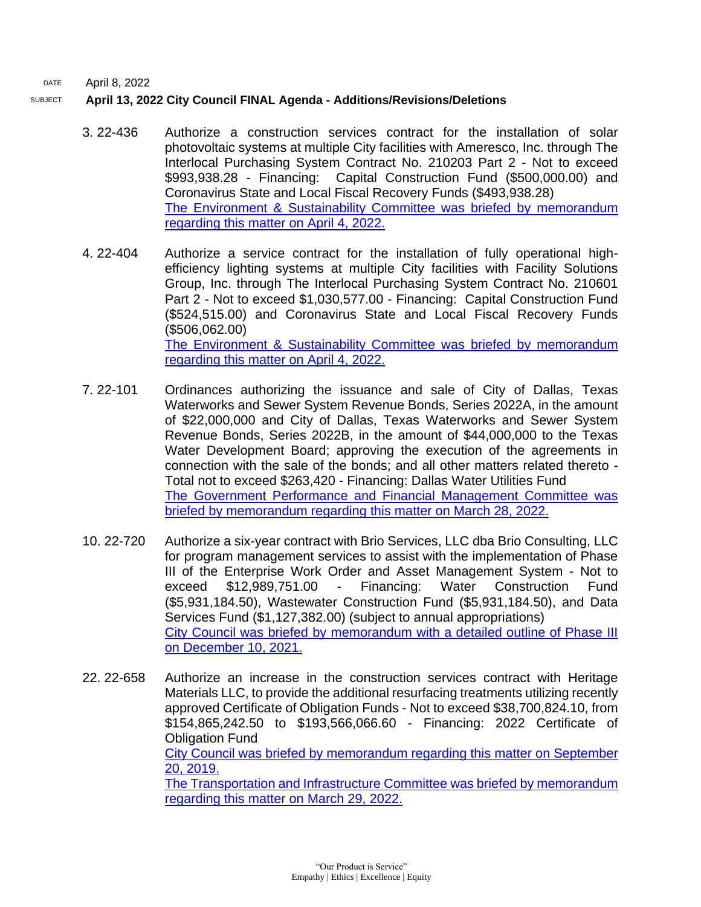DATE April 8, 2022

SUBJECT **April 13, 2022 City Council FINAL Agenda - Additions/Revisions/Deletions**

3. 22-436 Authorize a construction services contract for the installation of solar photovoltaic systems at multiple City facilities with Ameresco, Inc. through The Interlocal Purchasing System Contract No. 210203 Part 2 - Not to exceed $993,938.28 - Financing: Capital Construction Fund ($500,000.00) and Coronavirus State and Local Fiscal Recovery Funds ($493,938.28)
The Environment & Sustainability Committee was briefed by memorandum regarding this matter on April 4, 2022.

4. 22-404 Authorize a service contract for the installation of fully operational high-efficiency lighting systems at multiple City facilities with Facility Solutions Group, Inc. through The Interlocal Purchasing System Contract No. 210601 Part 2 - Not to exceed $1,030,577.00 - Financing: Capital Construction Fund ($524,515.00) and Coronavirus State and Local Fiscal Recovery Funds ($506,062.00)
The Environment & Sustainability Committee was briefed by memorandum regarding this matter on April 4, 2022.

7. 22-101 Ordinances authorizing the issuance and sale of City of Dallas, Texas Waterworks and Sewer System Revenue Bonds, Series 2022A, in the amount of $22,000,000 and City of Dallas, Texas Waterworks and Sewer System Revenue Bonds, Series 2022B, in the amount of $44,000,000 to the Texas Water Development Board; approving the execution of the agreements in connection with the sale of the bonds; and all other matters related thereto - Total not to exceed $263,420 - Financing: Dallas Water Utilities Fund
The Government Performance and Financial Management Committee was briefed by memorandum regarding this matter on March 28, 2022.

10. 22-720 Authorize a six-year contract with Brio Services, LLC dba Brio Consulting, LLC for program management services to assist with the implementation of Phase III of the Enterprise Work Order and Asset Management System - Not to exceed $12,989,751.00 - Financing: Water Construction Fund ($5,931,184.50), Wastewater Construction Fund ($5,931,184.50), and Data Services Fund ($1,127,382.00) (subject to annual appropriations)
City Council was briefed by memorandum with a detailed outline of Phase III on December 10, 2021.

22. 22-658 Authorize an increase in the construction services contract with Heritage Materials LLC, to provide the additional resurfacing treatments utilizing recently approved Certificate of Obligation Funds - Not to exceed $38,700,824.10, from $154,865,242.50 to $193,566,066.60 - Financing: 2022 Certificate of Obligation Fund
City Council was briefed by memorandum regarding this matter on September 20, 2019.
The Transportation and Infrastructure Committee was briefed by memorandum regarding this matter on March 29, 2022.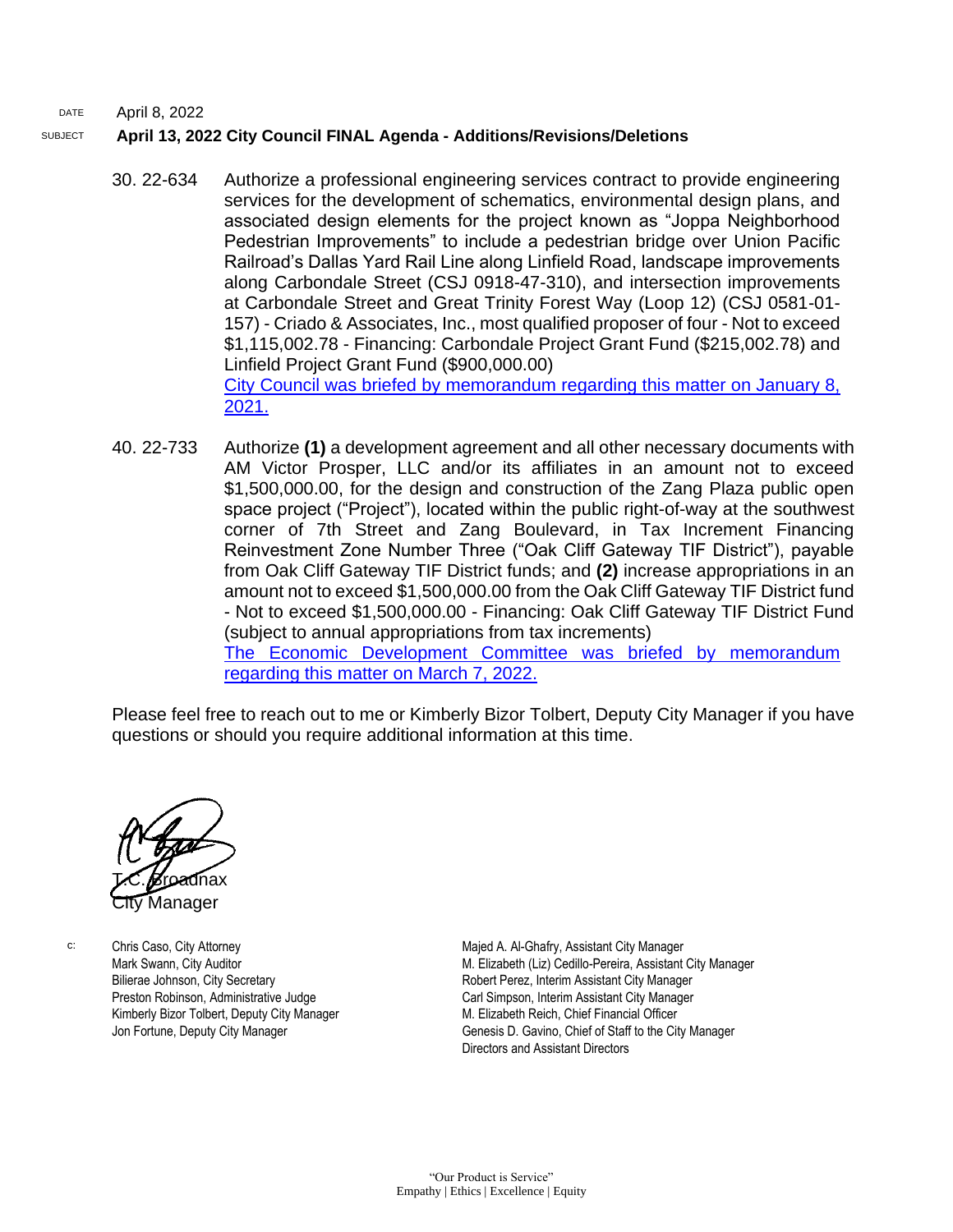DATE April 8, 2022

SUBJECT **April 13, 2022 City Council FINAL Agenda - Additions/Revisions/Deletions**

30. 22-634 Authorize a professional engineering services contract to provide engineering services for the development of schematics, environmental design plans, and associated design elements for the project known as "Joppa Neighborhood Pedestrian Improvements" to include a pedestrian bridge over Union Pacific Railroad's Dallas Yard Rail Line along Linfield Road, landscape improvements along Carbondale Street (CSJ 0918-47-310), and intersection improvements at Carbondale Street and Great Trinity Forest Way (Loop 12) (CSJ 0581-01-157) - Criado & Associates, Inc., most qualified proposer of four - Not to exceed $1,115,002.78 - Financing: Carbondale Project Grant Fund ($215,002.78) and Linfield Project Grant Fund ($900,000.00)
City Council was briefed by memorandum regarding this matter on January 8, 2021.

40. 22-733 Authorize **(1)** a development agreement and all other necessary documents with AM Victor Prosper, LLC and/or its affiliates in an amount not to exceed $1,500,000.00, for the design and construction of the Zang Plaza public open space project ("Project"), located within the public right-of-way at the southwest corner of 7th Street and Zang Boulevard, in Tax Increment Financing Reinvestment Zone Number Three ("Oak Cliff Gateway TIF District"), payable from Oak Cliff Gateway TIF District funds; and **(2)** increase appropriations in an amount not to exceed $1,500,000.00 from the Oak Cliff Gateway TIF District fund - Not to exceed $1,500,000.00 - Financing: Oak Cliff Gateway TIF District Fund (subject to annual appropriations from tax increments)
The Economic Development Committee was briefed by memorandum regarding this matter on March 7, 2022.

Please feel free to reach out to me or Kimberly Bizor Tolbert, Deputy City Manager if you have questions or should you require additional information at this time.

T.C. Broadnax
City Manager

c:
Chris Caso, City Attorney
Mark Swann, City Auditor
Bilierae Johnson, City Secretary
Preston Robinson, Administrative Judge
Kimberly Bizor Tolbert, Deputy City Manager
Jon Fortune, Deputy City Manager
Majed A. Al-Ghafry, Assistant City Manager
M. Elizabeth (Liz) Cedillo-Pereira, Assistant City Manager
Robert Perez, Interim Assistant City Manager
Carl Simpson, Interim Assistant City Manager
M. Elizabeth Reich, Chief Financial Officer
Genesis D. Gavino, Chief of Staff to the City Manager
Directors and Assistant Directors

"Our Product is Service"
Empathy | Ethics | Excellence | Equity